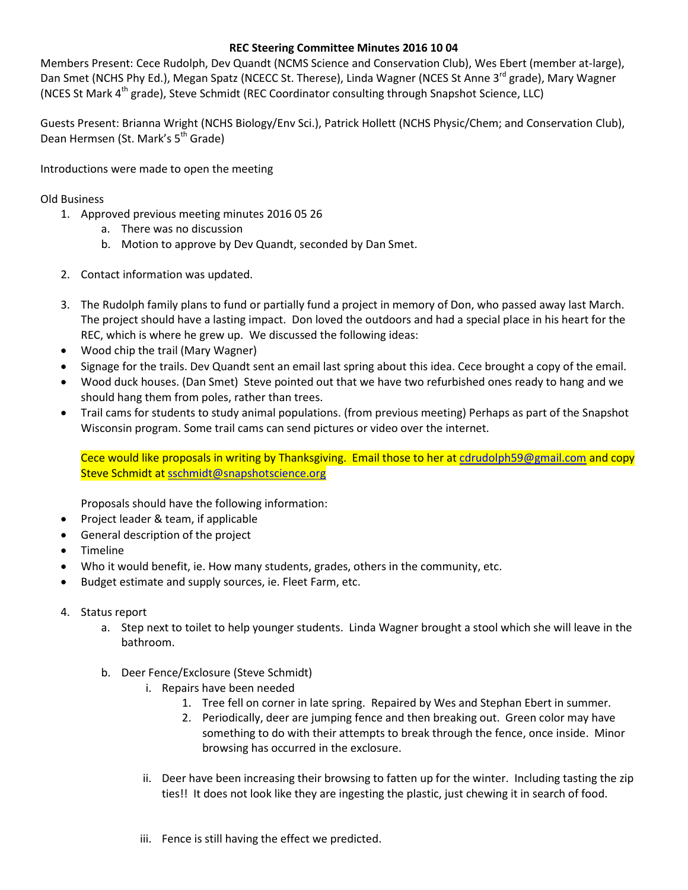# REC Steering Committee Minutes 2016 10 04

Members Present: Cece Rudolph, Dev Quandt (NCMS Science and Conservation Club), Wes Ebert (member at-large), Dan Smet (NCHS Phy Ed.), Megan Spatz (NCECC St. Therese), Linda Wagner (NCES St Anne 3rd grade), Mary Wagner (NCES St Mark 4th grade), Steve Schmidt (REC Coordinator consulting through Snapshot Science, LLC)

Guests Present: Brianna Wright (NCHS Biology/Env Sci.), Patrick Hollett (NCHS Physic/Chem; and Conservation Club), Dean Hermsen (St. Mark's 5th Grade)

Introductions were made to open the meeting

Old Business

1. Approved previous meeting minutes 2016 05 26
    a. There was no discussion
    b. Motion to approve by Dev Quandt, seconded by Dan Smet.

2. Contact information was updated.

3. The Rudolph family plans to fund or partially fund a project in memory of Don, who passed away last March. The project should have a lasting impact. Don loved the outdoors and had a special place in his heart for the REC, which is where he grew up. We discussed the following ideas:

- Wood chip the trail (Mary Wagner)
- Signage for the trails. Dev Quandt sent an email last spring about this idea. Cece brought a copy of the email.
- Wood duck houses. (Dan Smet) Steve pointed out that we have two refurbished ones ready to hang and we should hang them from poles, rather than trees.
- Trail cams for students to study animal populations. (from previous meeting) Perhaps as part of the Snapshot Wisconsin program. Some trail cams can send pictures or video over the internet.

    Cece would like proposals in writing by Thanksgiving. Email those to her at cdrudolph59@gmail.com and copy Steve Schmidt at sschmidt@snapshotscience.org

    Proposals should have the following information:

- Project leader & team, if applicable
- General description of the project
- Timeline
- Who it would benefit, ie. How many students, grades, others in the community, etc.
- Budget estimate and supply sources, ie. Fleet Farm, etc.

4. Status report
    a. Step next to toilet to help younger students. Linda Wagner brought a stool which she will leave in the bathroom.

    b. Deer Fence/Exclosure (Steve Schmidt)
        i. Repairs have been needed
            1. Tree fell on corner in late spring. Repaired by Wes and Stephan Ebert in summer.
            2. Periodically, deer are jumping fence and then breaking out. Green color may have something to do with their attempts to break through the fence, once inside. Minor browsing has occurred in the exclosure.

        ii. Deer have been increasing their browsing to fatten up for the winter. Including tasting the zip ties!! It does not look like they are ingesting the plastic, just chewing it in search of food.

        iii. Fence is still having the effect we predicted.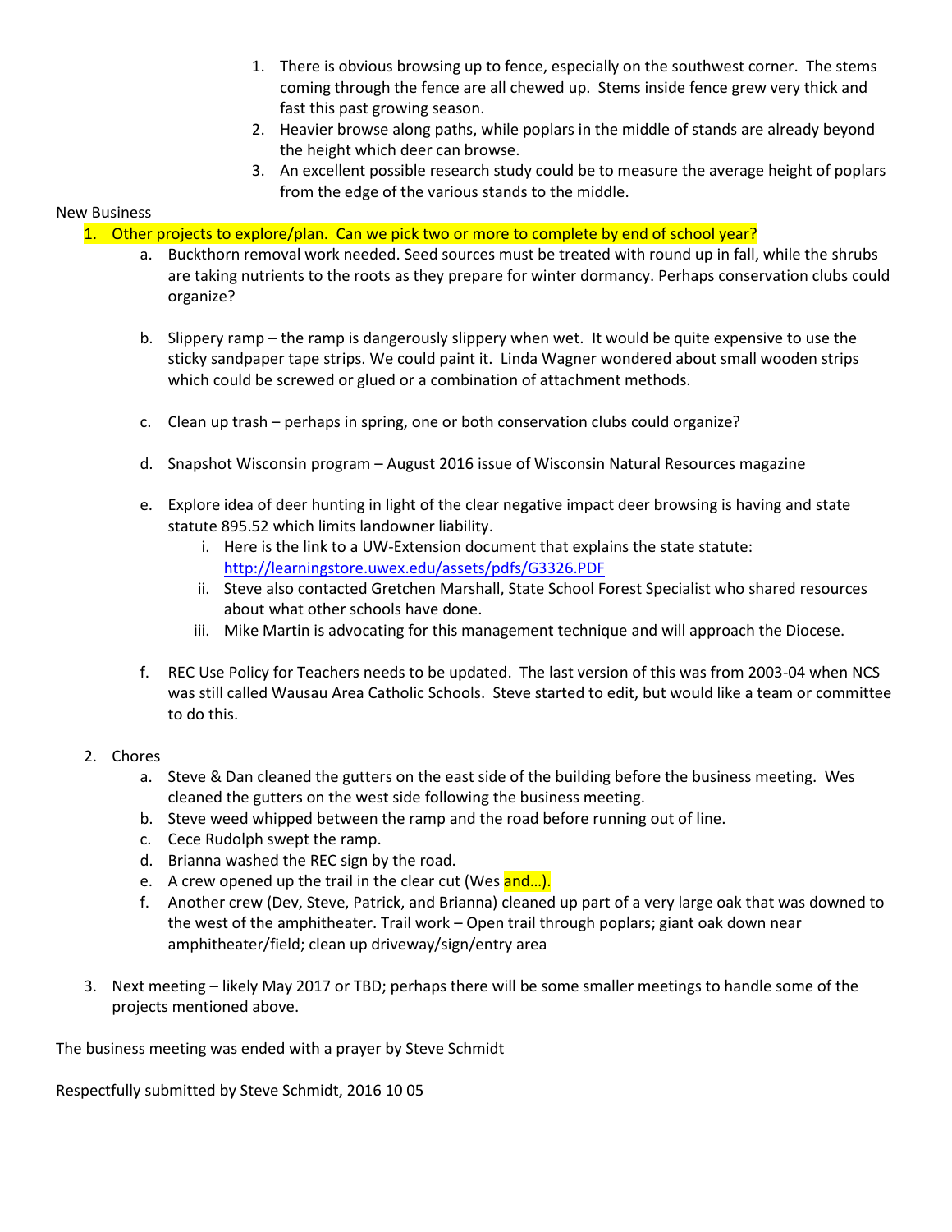1. There is obvious browsing up to fence, especially on the southwest corner. The stems coming through the fence are all chewed up. Stems inside fence grew very thick and fast this past growing season.
2. Heavier browse along paths, while poplars in the middle of stands are already beyond the height which deer can browse.
3. An excellent possible research study could be to measure the average height of poplars from the edge of the various stands to the middle.

New Business

1. Other projects to explore/plan. Can we pick two or more to complete by end of school year?
   a. Buckthorn removal work needed. Seed sources must be treated with round up in fall, while the shrubs are taking nutrients to the roots as they prepare for winter dormancy. Perhaps conservation clubs could organize?

   b. Slippery ramp – the ramp is dangerously slippery when wet. It would be quite expensive to use the sticky sandpaper tape strips. We could paint it. Linda Wagner wondered about small wooden strips which could be screwed or glued or a combination of attachment methods.

   c. Clean up trash – perhaps in spring, one or both conservation clubs could organize?

   d. Snapshot Wisconsin program – August 2016 issue of Wisconsin Natural Resources magazine

   e. Explore idea of deer hunting in light of the clear negative impact deer browsing is having and state statute 895.52 which limits landowner liability.
      i. Here is the link to a UW-Extension document that explains the state statute: http://learningstore.uwex.edu/assets/pdfs/G3326.PDF
      ii. Steve also contacted Gretchen Marshall, State School Forest Specialist who shared resources about what other schools have done.
      iii. Mike Martin is advocating for this management technique and will approach the Diocese.

   f. REC Use Policy for Teachers needs to be updated. The last version of this was from 2003-04 when NCS was still called Wausau Area Catholic Schools. Steve started to edit, but would like a team or committee to do this.

2. Chores
   a. Steve & Dan cleaned the gutters on the east side of the building before the business meeting. Wes cleaned the gutters on the west side following the business meeting.
   b. Steve weed whipped between the ramp and the road before running out of line.
   c. Cece Rudolph swept the ramp.
   d. Brianna washed the REC sign by the road.
   e. A crew opened up the trail in the clear cut (Wes and…).
   f. Another crew (Dev, Steve, Patrick, and Brianna) cleaned up part of a very large oak that was downed to the west of the amphitheater. Trail work – Open trail through poplars; giant oak down near amphitheater/field; clean up driveway/sign/entry area

3. Next meeting – likely May 2017 or TBD; perhaps there will be some smaller meetings to handle some of the projects mentioned above.

The business meeting was ended with a prayer by Steve Schmidt

Respectfully submitted by Steve Schmidt, 2016 10 05